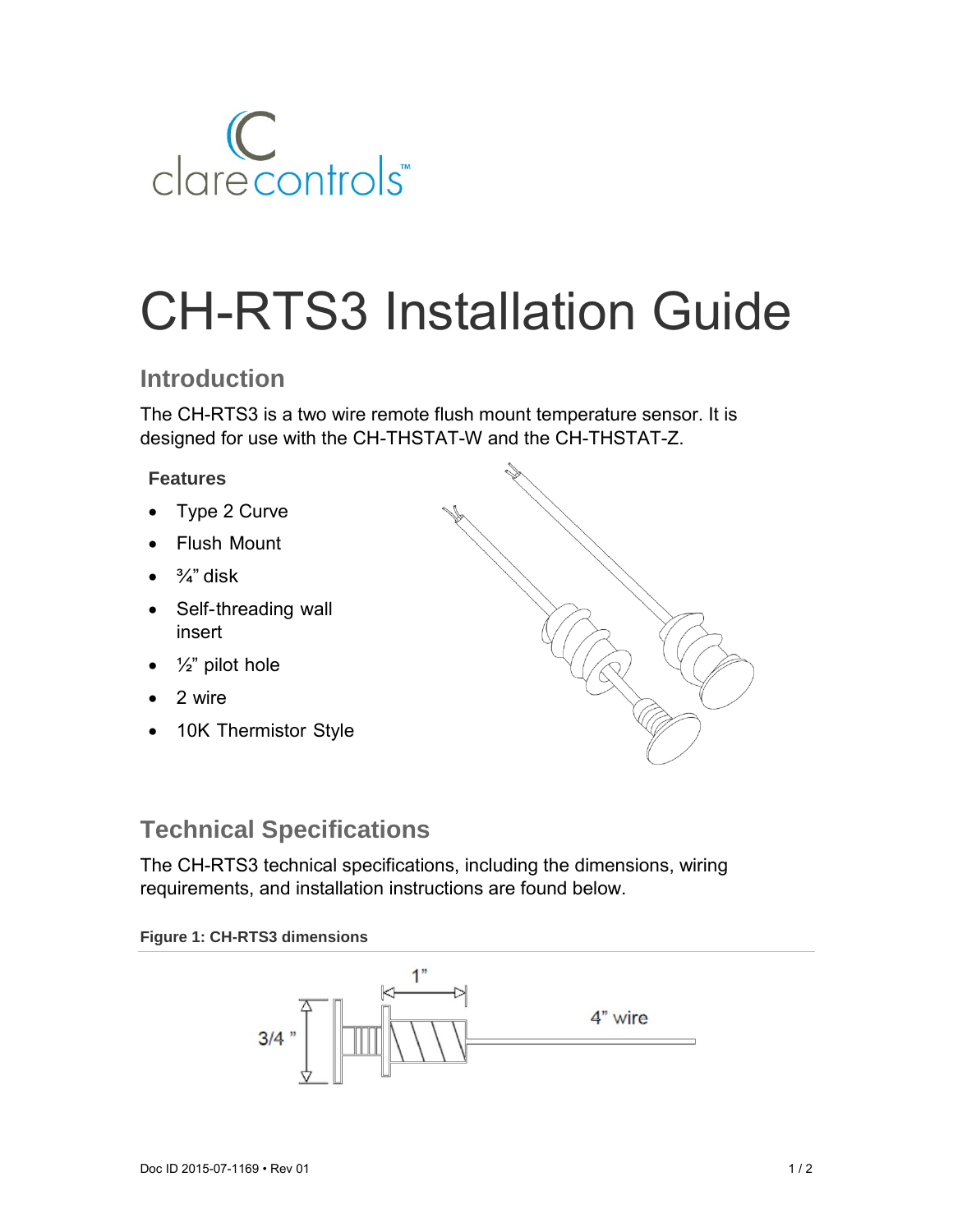# CH-RTS3 Installation Guide

## Introduction

The CH-RTS3 is a two wire remote flush mount temperature sensor. It is designed for use with the CH-THSTAT-W and the CH-THSTAT-Z.

### Features

- Type 2 Curve
- Flush Mount
- ¾" disk
- Self-threading wall insert
- ½" pilot hole
- 2 wire
- 10K Thermistor Style

## Technical Specifications

The CH-RTS3 technical specifications, including the dimensions, wiring requirements, and installation instructions are found below.

**Figure 1: CH-RTS3 dimensions**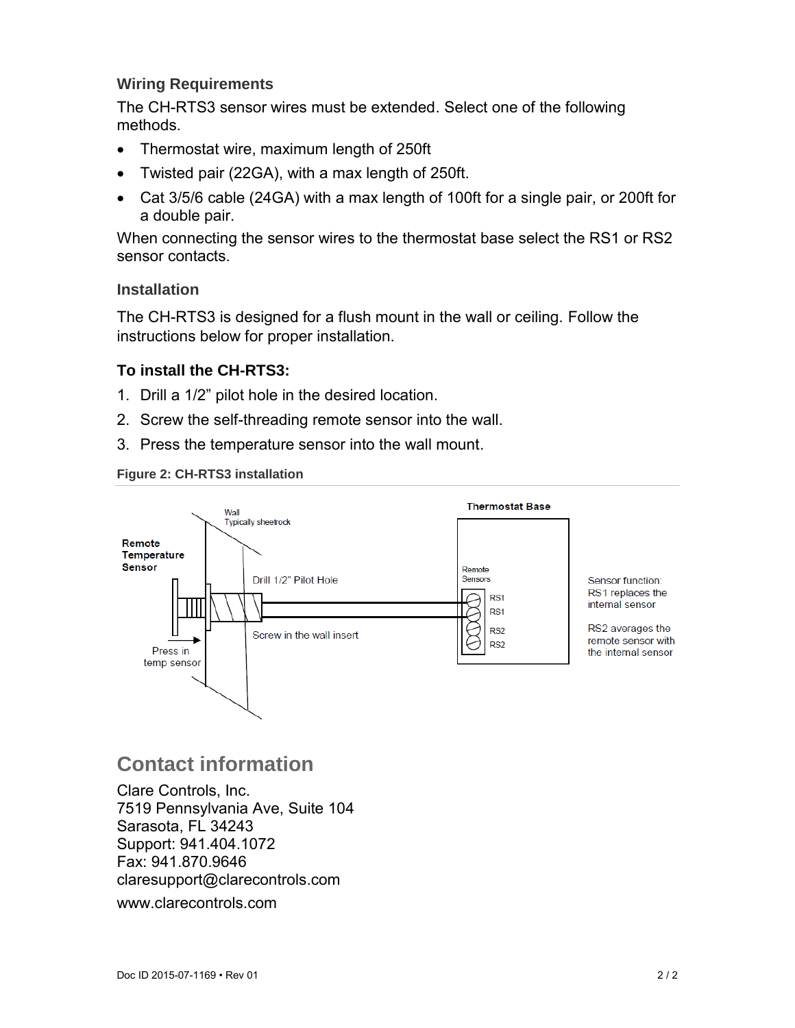### Wiring Requirements

The CH-RTS3 sensor wires must be extended. Select one of the following methods.

- Thermostat wire, maximum length of 250ft
- Twisted pair (22GA), with a max length of 250ft.
- Cat 3/5/6 cable (24GA) with a max length of 100ft for a single pair, or 200ft for a double pair.

When connecting the sensor wires to the thermostat base select the RS1 or RS2 sensor contacts.

### Installation

The CH-RTS3 is designed for a flush mount in the wall or ceiling. Follow the instructions below for proper installation.

**To install the CH-RTS3:**

1. Drill a 1/2" pilot hole in the desired location.
2. Screw the self-threading remote sensor into the wall.
3. Press the temperature sensor into the wall mount.

**Figure 2: CH-RTS3 installation**

Wall
Typically sheetrock

Remote
Temperature
Sensor

Drill 1/2" Pilot Hole

Screw in the wall insert

Press in
temp sensor

Thermostat Base

Remote
Sensors

RS1
RS1
RS2
RS2

Sensor function:
RS1 replaces the internal sensor

RS2 averages the remote sensor with the internal sensor

## Contact information

Clare Controls, Inc.
7519 Pennsylvania Ave, Suite 104
Sarasota, FL 34243
Support: 941.404.1072
Fax: 941.870.9646
claresupport@clarecontrols.com

www.clarecontrols.com

Doc ID 2015-07-1169 • Rev 01